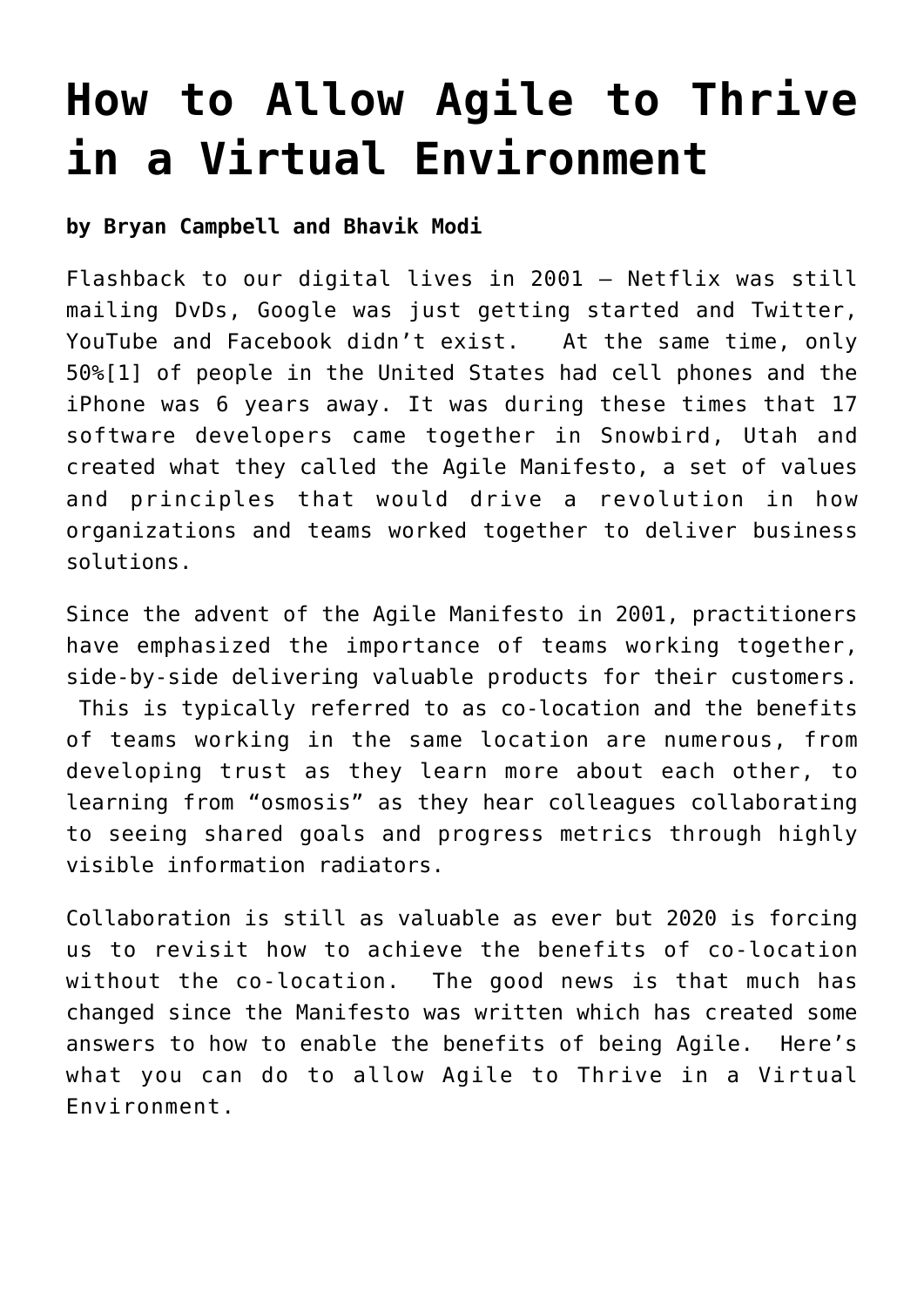# How to Allow Agile to Thrive in a Virtual Environment

**by Bryan Campbell and Bhavik Modi**

Flashback to our digital lives in 2001 – Netflix was still mailing DvDs, Google was just getting started and Twitter, YouTube and Facebook didn't exist. At the same time, only 50%[1] of people in the United States had cell phones and the iPhone was 6 years away. It was during these times that 17 software developers came together in Snowbird, Utah and created what they called the Agile Manifesto, a set of values and principles that would drive a revolution in how organizations and teams worked together to deliver business solutions.

Since the advent of the Agile Manifesto in 2001, practitioners have emphasized the importance of teams working together, side-by-side delivering valuable products for their customers. This is typically referred to as co-location and the benefits of teams working in the same location are numerous, from developing trust as they learn more about each other, to learning from "osmosis" as they hear colleagues collaborating to seeing shared goals and progress metrics through highly visible information radiators.

Collaboration is still as valuable as ever but 2020 is forcing us to revisit how to achieve the benefits of co-location without the co-location. The good news is that much has changed since the Manifesto was written which has created some answers to how to enable the benefits of being Agile. Here's what you can do to allow Agile to Thrive in a Virtual Environment.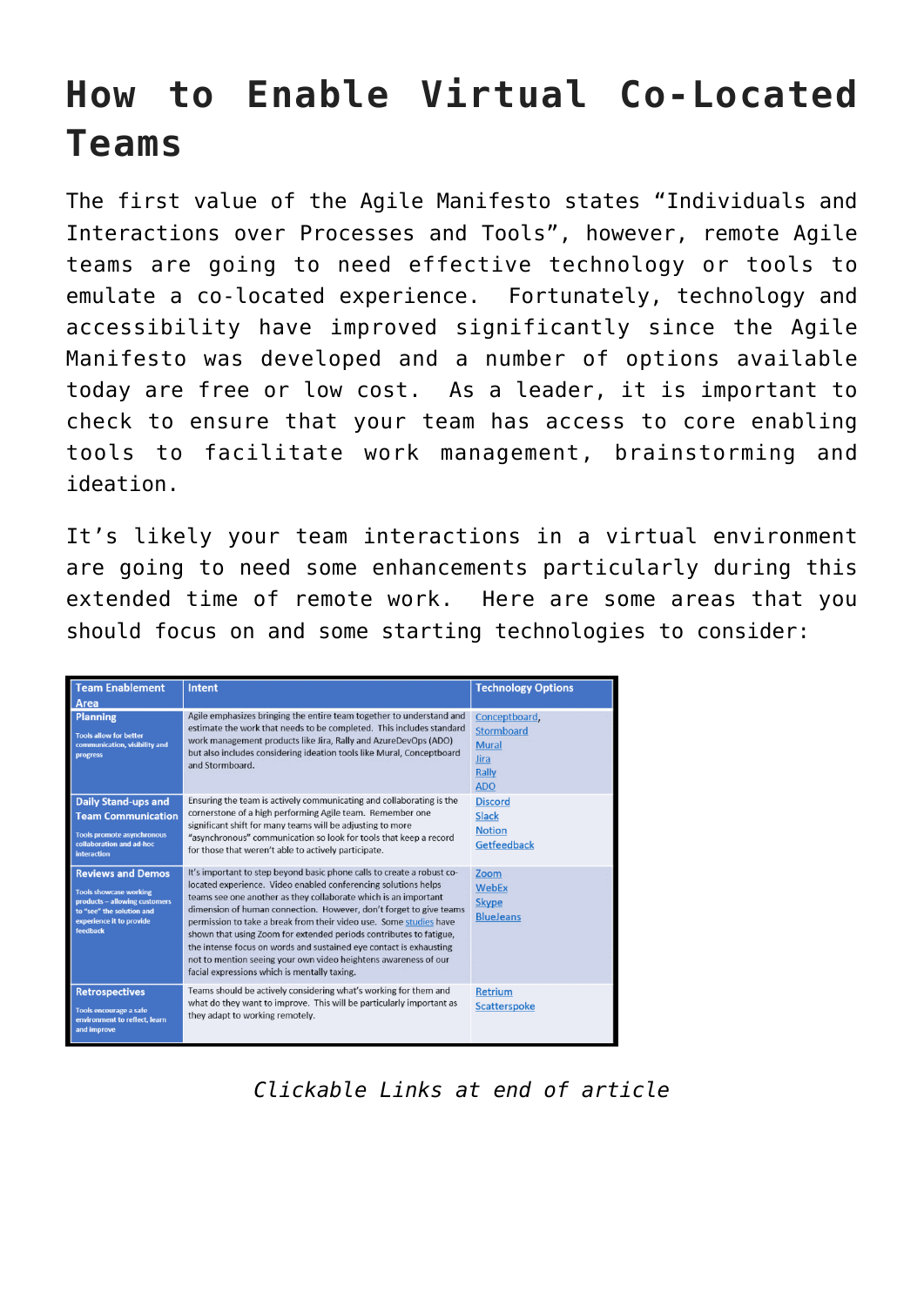# How to Enable Virtual Co-Located Teams

The first value of the Agile Manifesto states "Individuals and Interactions over Processes and Tools", however, remote Agile teams are going to need effective technology or tools to emulate a co-located experience. Fortunately, technology and accessibility have improved significantly since the Agile Manifesto was developed and a number of options available today are free or low cost. As a leader, it is important to check to ensure that your team has access to core enabling tools to facilitate work management, brainstorming and ideation.

It's likely your team interactions in a virtual environment are going to need some enhancements particularly during this extended time of remote work. Here are some areas that you should focus on and some starting technologies to consider:

| Team Enablement Area | Intent | Technology Options |
| --- | --- | --- |
| **Planning**<br>Tools allow for better communication, visibility and progress | Agile emphasizes bringing the entire team together to understand and estimate the work that needs to be completed. This includes standard work management products like Jira, Rally and AzureDevOps (ADO) but also includes considering ideation tools like Mural, Conceptboard and Stormboard. | Conceptboard,<br>Stormboard<br>Mural<br>Jira<br>Rally<br>ADO |
| **Daily Stand-ups and Team Communication**<br>Tools promote asynchronous collaboration and ad-hoc interaction | Ensuring the team is actively communicating and collaborating is the cornerstone of a high performing Agile team. Remember one significant shift for many teams will be adjusting to more "asynchronous" communication so look for tools that keep a record for those that weren't able to actively participate. | Discord<br>Slack<br>Notion<br>Getfeedback |
| **Reviews and Demos**<br>Tools showcase working products – allowing customers to "see" the solution and experience it to provide feedback | It's important to step beyond basic phone calls to create a robust co-located experience. Video enabled conferencing solutions helps teams see one another as they collaborate which is an important dimension of human connection. However, don't forget to give teams permission to take a break from their video use. Some studies have shown that using Zoom for extended periods contributes to fatigue, the intense focus on words and sustained eye contact is exhausting not to mention seeing your own video heightens awareness of our facial expressions which is mentally taxing. | Zoom<br>WebEx<br>Skype<br>BlueJeans |
| **Retrospectives**<br>Tools encourage a safe environment to reflect, learn and improve | Teams should be actively considering what's working for them and what do they want to improve. This will be particularly important as they adapt to working remotely. | Retrium<br>Scatterspoke |

*Clickable Links at end of article*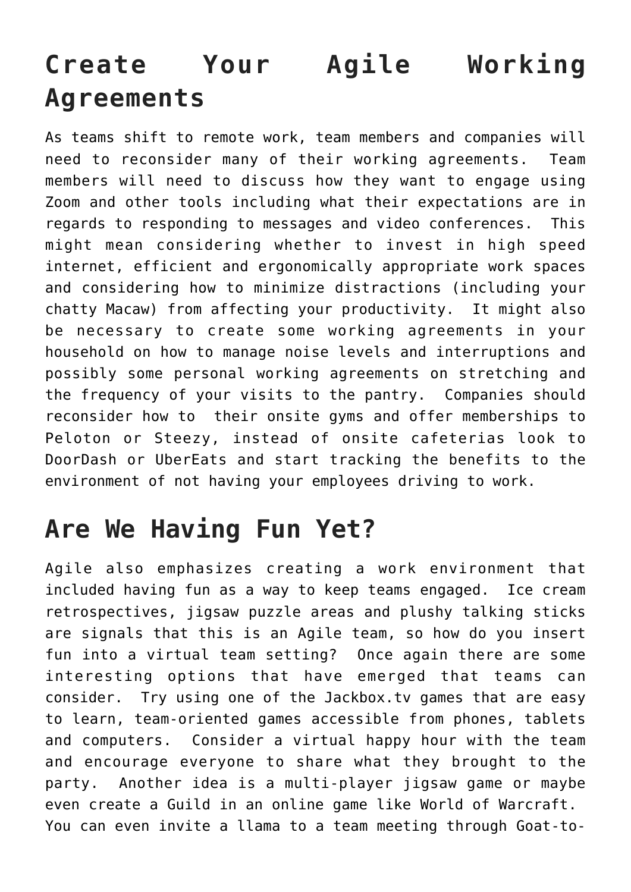## Create Your Agile Working Agreements

As teams shift to remote work, team members and companies will need to reconsider many of their working agreements.  Team members will need to discuss how they want to engage using Zoom and other tools including what their expectations are in regards to responding to messages and video conferences.  This might mean considering whether to invest in high speed internet, efficient and ergonomically appropriate work spaces and considering how to minimize distractions (including your chatty Macaw) from affecting your productivity.  It might also be necessary to create some working agreements in your household on how to manage noise levels and interruptions and possibly some personal working agreements on stretching and the frequency of your visits to the pantry.  Companies should reconsider how to  their onsite gyms and offer memberships to Peloton or Steezy, instead of onsite cafeterias look to DoorDash or UberEats and start tracking the benefits to the environment of not having your employees driving to work.

## Are We Having Fun Yet?

Agile also emphasizes creating a work environment that included having fun as a way to keep teams engaged.  Ice cream retrospectives, jigsaw puzzle areas and plushy talking sticks are signals that this is an Agile team, so how do you insert fun into a virtual team setting?  Once again there are some interesting options that have emerged that teams can consider.  Try using one of the Jackbox.tv games that are easy to learn, team-oriented games accessible from phones, tablets and computers.  Consider a virtual happy hour with the team and encourage everyone to share what they brought to the party.  Another idea is a multi-player jigsaw game or maybe even create a Guild in an online game like World of Warcraft.  You can even invite a llama to a team meeting through Goat-to-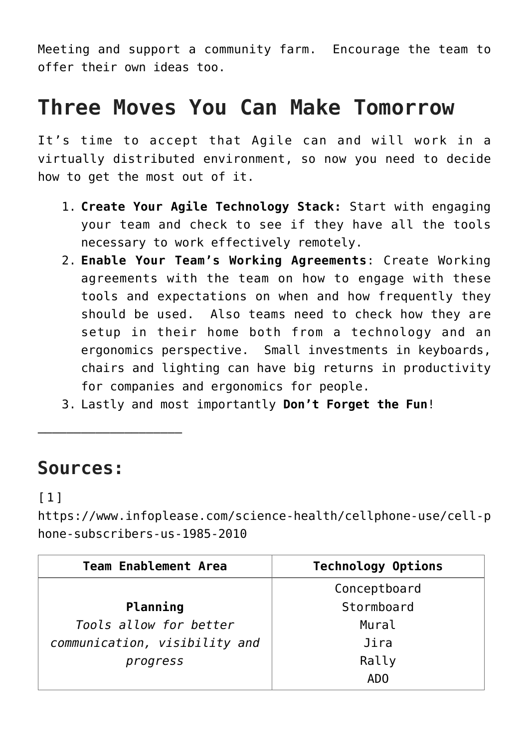Meeting and support a community farm.  Encourage the team to offer their own ideas too.

## Three Moves You Can Make Tomorrow

It's time to accept that Agile can and will work in a virtually distributed environment, so now you need to decide how to get the most out of it.

1. **Create Your Agile Technology Stack:** Start with engaging your team and check to see if they have all the tools necessary to work effectively remotely.
2. **Enable Your Team's Working Agreements**: Create Working agreements with the team on how to engage with these tools and expectations on when and how frequently they should be used.  Also teams need to check how they are setup in their home both from a technology and an ergonomics perspective.  Small investments in keyboards, chairs and lighting can have big returns in productivity for companies and ergonomics for people.
3. Lastly and most importantly **Don't Forget the Fun**!

___________________

## Sources:

[1] https://www.infoplease.com/science-health/cellphone-use/cell-phone-subscribers-us-1985-2010

| Team Enablement Area | Technology Options |
| --- | --- |
| **Planning**<br>*Tools allow for better communication, visibility and progress* | Conceptboard<br>Stormboard<br>Mural<br>Jira<br>Rally<br>ADO |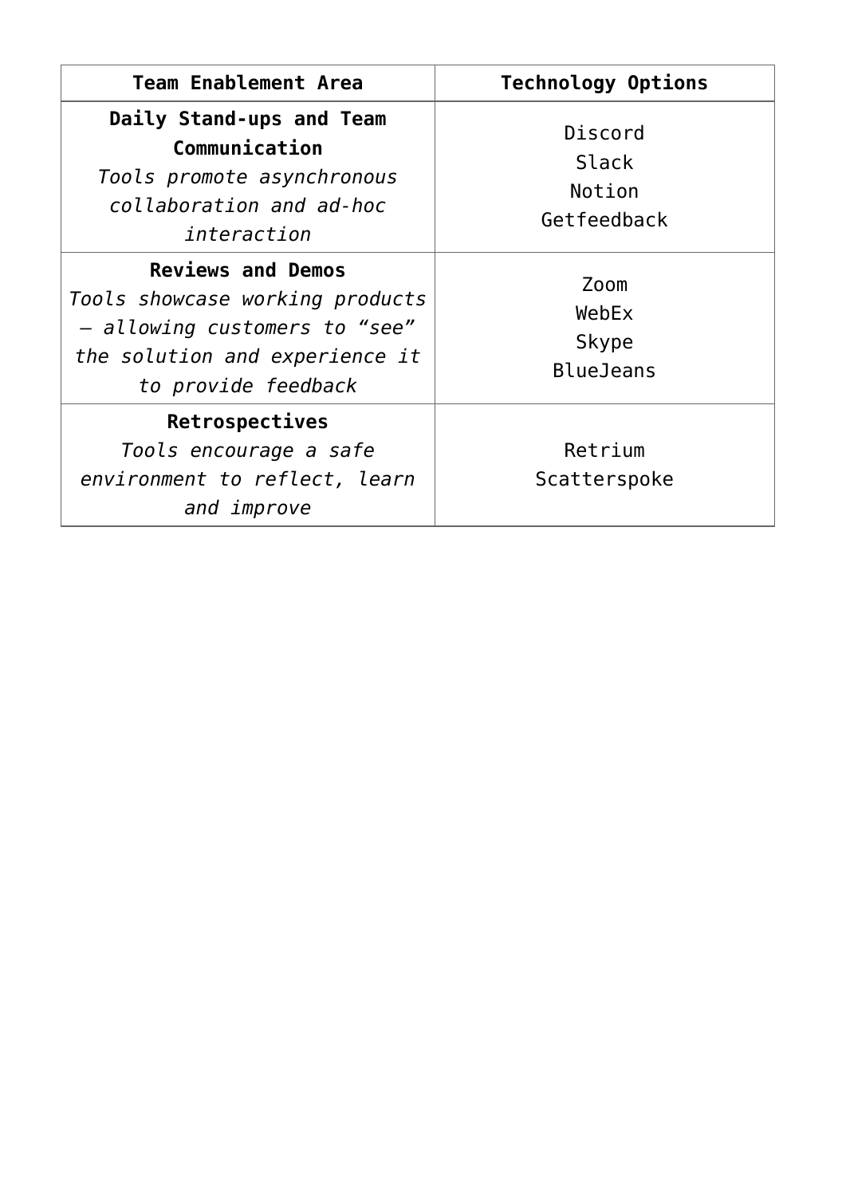| Team Enablement Area | Technology Options |
| --- | --- |
| **Daily Stand-ups and Team Communication** *Tools promote asynchronous collaboration and ad-hoc interaction* | Discord<br>Slack<br>Notion<br>Getfeedback |
| **Reviews and Demos** *Tools showcase working products – allowing customers to “see” the solution and experience it to provide feedback* | Zoom<br>WebEx<br>Skype<br>BlueJeans |
| **Retrospectives** *Tools encourage a safe environment to reflect, learn and improve* | Retrium<br>Scatterspoke |